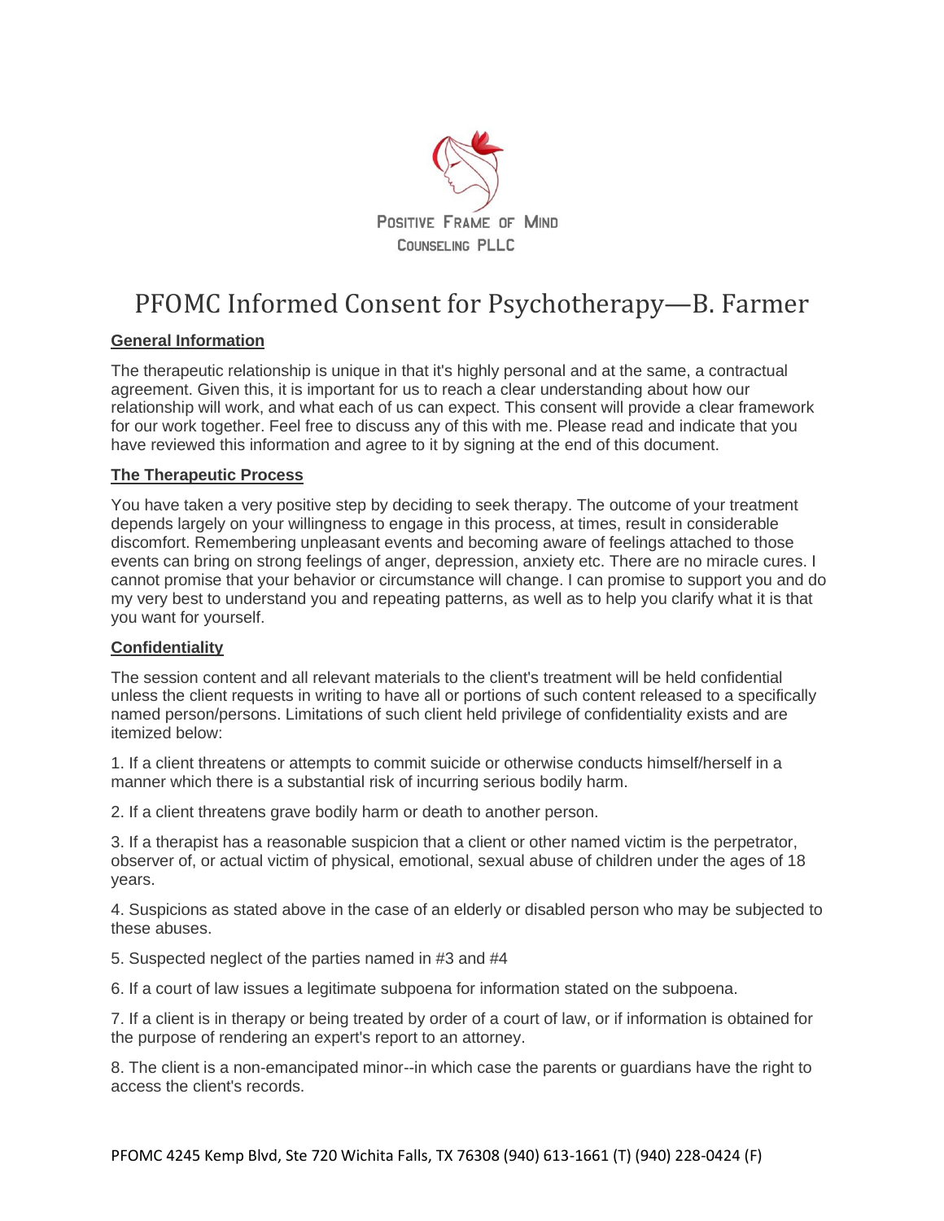POSITIVE FRAME OF MIND
COUNSELING PLLC

# PFOMC Informed Consent for Psychotherapy—B. Farmer

## General Information

The therapeutic relationship is unique in that it's highly personal and at the same, a contractual agreement. Given this, it is important for us to reach a clear understanding about how our relationship will work, and what each of us can expect. This consent will provide a clear framework for our work together. Feel free to discuss any of this with me. Please read and indicate that you have reviewed this information and agree to it by signing at the end of this document.

## The Therapeutic Process

You have taken a very positive step by deciding to seek therapy. The outcome of your treatment depends largely on your willingness to engage in this process, at times, result in considerable discomfort. Remembering unpleasant events and becoming aware of feelings attached to those events can bring on strong feelings of anger, depression, anxiety etc. There are no miracle cures. I cannot promise that your behavior or circumstance will change. I can promise to support you and do my very best to understand you and repeating patterns, as well as to help you clarify what it is that you want for yourself.

## Confidentiality

The session content and all relevant materials to the client's treatment will be held confidential unless the client requests in writing to have all or portions of such content released to a specifically named person/persons. Limitations of such client held privilege of confidentiality exists and are itemized below:

1. If a client threatens or attempts to commit suicide or otherwise conducts himself/herself in a manner which there is a substantial risk of incurring serious bodily harm.

2. If a client threatens grave bodily harm or death to another person.

3. If a therapist has a reasonable suspicion that a client or other named victim is the perpetrator, observer of, or actual victim of physical, emotional, sexual abuse of children under the ages of 18 years.

4. Suspicions as stated above in the case of an elderly or disabled person who may be subjected to these abuses.

5. Suspected neglect of the parties named in #3 and #4

6. If a court of law issues a legitimate subpoena for information stated on the subpoena.

7. If a client is in therapy or being treated by order of a court of law, or if information is obtained for the purpose of rendering an expert's report to an attorney.

8. The client is a non-emancipated minor--in which case the parents or guardians have the right to access the client's records.

PFOMC 4245 Kemp Blvd, Ste 720 Wichita Falls, TX 76308 (940) 613-1661 (T) (940) 228-0424 (F)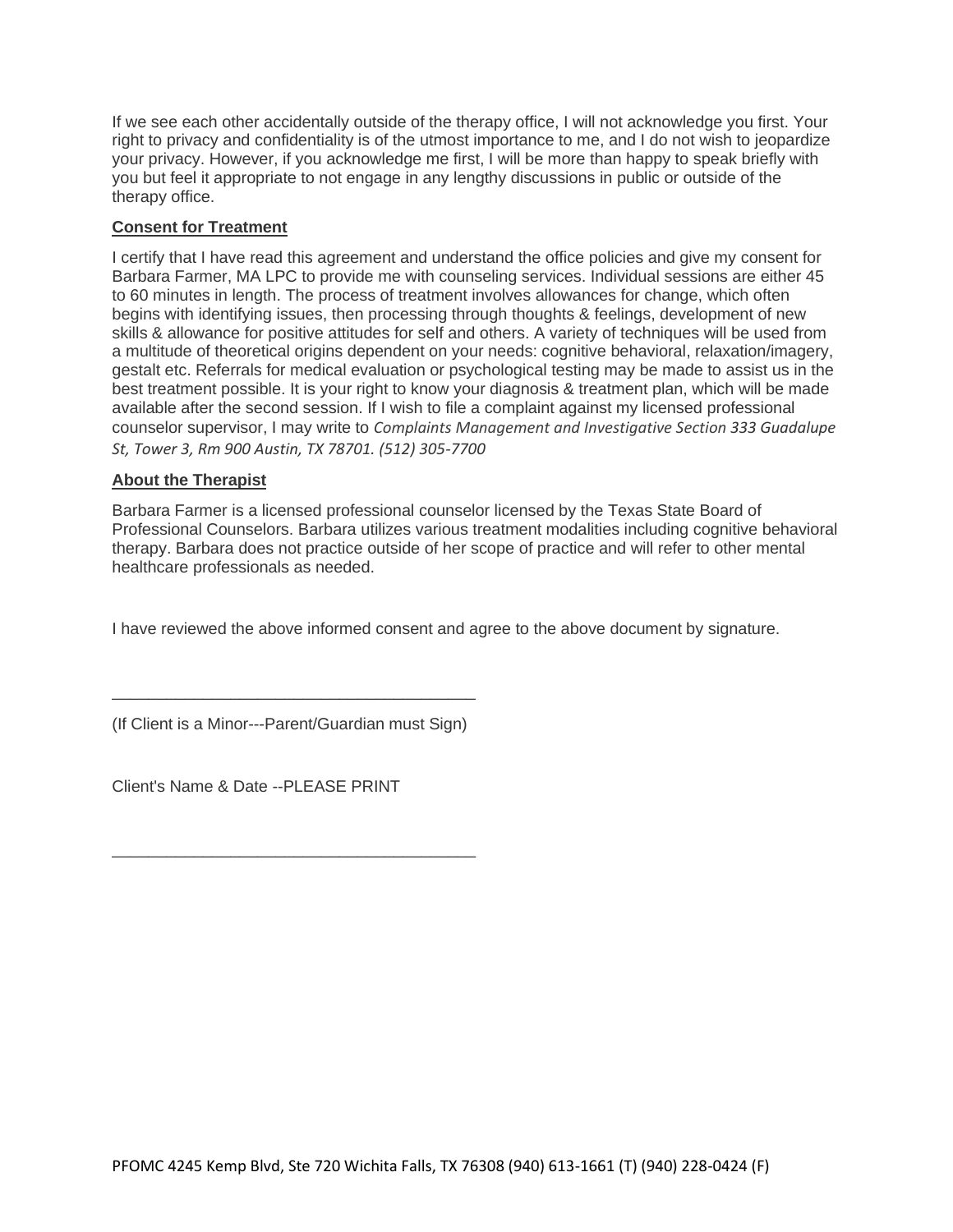If we see each other accidentally outside of the therapy office, I will not acknowledge you first. Your right to privacy and confidentiality is of the utmost importance to me, and I do not wish to jeopardize your privacy. However, if you acknowledge me first, I will be more than happy to speak briefly with you but feel it appropriate to not engage in any lengthy discussions in public or outside of the therapy office.

**Consent for Treatment**

I certify that I have read this agreement and understand the office policies and give my consent for Barbara Farmer, MA LPC to provide me with counseling services. Individual sessions are either 45 to 60 minutes in length. The process of treatment involves allowances for change, which often begins with identifying issues, then processing through thoughts & feelings, development of new skills & allowance for positive attitudes for self and others. A variety of techniques will be used from a multitude of theoretical origins dependent on your needs: cognitive behavioral, relaxation/imagery, gestalt etc. Referrals for medical evaluation or psychological testing may be made to assist us in the best treatment possible. It is your right to know your diagnosis & treatment plan, which will be made available after the second session. If I wish to file a complaint against my licensed professional counselor supervisor, I may write to *Complaints Management and Investigative Section 333 Guadalupe St, Tower 3, Rm 900 Austin, TX 78701. (512) 305-7700*

**About the Therapist**

Barbara Farmer is a licensed professional counselor licensed by the Texas State Board of Professional Counselors. Barbara utilizes various treatment modalities including cognitive behavioral therapy. Barbara does not practice outside of her scope of practice and will refer to other mental healthcare professionals as needed.

I have reviewed the above informed consent and agree to the above document by signature.

\_\_\_\_\_\_\_\_\_\_\_\_\_\_\_\_\_\_\_\_\_\_\_\_\_\_\_\_\_\_\_\_\_\_\_\_\_\_\_\_

(If Client is a Minor---Parent/Guardian must Sign)

Client's Name & Date --PLEASE PRINT

\_\_\_\_\_\_\_\_\_\_\_\_\_\_\_\_\_\_\_\_\_\_\_\_\_\_\_\_\_\_\_\_\_\_\_\_\_\_\_\_

PFOMC 4245 Kemp Blvd, Ste 720 Wichita Falls, TX 76308 (940) 613-1661 (T) (940) 228-0424 (F)